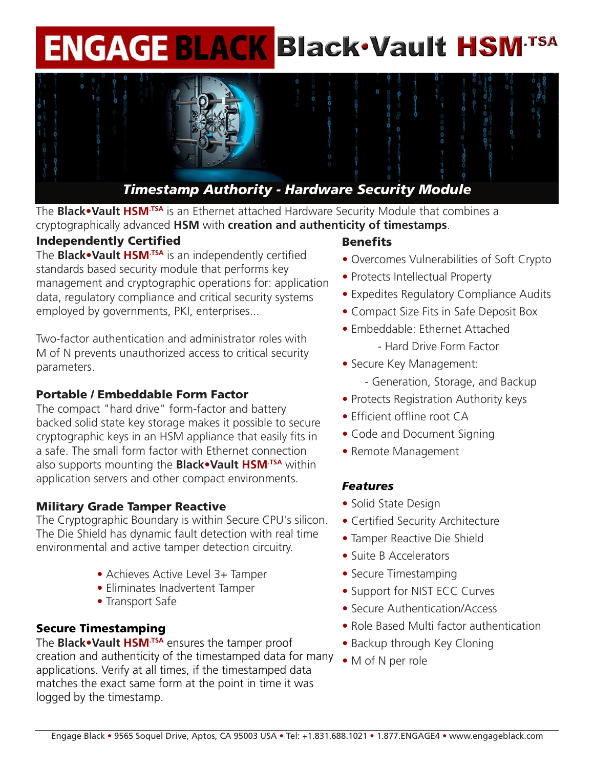# ENGAGE BLACK Black•Vault HSM-TSA

## Timestamp Authority - Hardware Security Module

The **Black•Vault HSM-TSA** is an Ethernet attached Hardware Security Module that combines a cryptographically advanced **HSM** with **creation and authenticity of timestamps**.

### Independently Certified

The **Black•Vault HSM-TSA** is an independently certified standards based security module that performs key management and cryptographic operations for: application data, regulatory compliance and critical security systems employed by governments, PKI, enterprises...

Two-factor authentication and administrator roles with M of N prevents unauthorized access to critical security parameters.

### Portable / Embeddable Form Factor

The compact "hard drive" form-factor and battery backed solid state key storage makes it possible to secure cryptographic keys in an HSM appliance that easily fits in a safe. The small form factor with Ethernet connection also supports mounting the **Black•Vault HSM-TSA** within application servers and other compact environments.

### Military Grade Tamper Reactive

The Cryptographic Boundary is within Secure CPU's silicon. The Die Shield has dynamic fault detection with real time environmental and active tamper detection circuitry.

- Achieves Active Level 3+ Tamper
- Eliminates Inadvertent Tamper
- Transport Safe

### Secure Timestamping

The **Black•Vault HSM-TSA** ensures the tamper proof creation and authenticity of the timestamped data for many applications. Verify at all times, if the timestamped data matches the exact same form at the point in time it was logged by the timestamp.

### Benefits

- Overcomes Vulnerabilities of Soft Crypto
- Protects Intellectual Property
- Expedites Regulatory Compliance Audits
- Compact Size Fits in Safe Deposit Box
- Embeddable: Ethernet Attached
  - Hard Drive Form Factor
- Secure Key Management:
  - Generation, Storage, and Backup
- Protects Registration Authority keys
- Efficient offline root CA
- Code and Document Signing
- Remote Management

### *Features*

- Solid State Design
- Certified Security Architecture
- Tamper Reactive Die Shield
- Suite B Accelerators
- Secure Timestamping
- Support for NIST ECC Curves
- Secure Authentication/Access
- Role Based Multi factor authentication
- Backup through Key Cloning
- M of N per role

Engage Black • 9565 Soquel Drive, Aptos, CA 95003 USA • Tel: +1.831.688.1021 • 1.877.ENGAGE4 • www.engageblack.com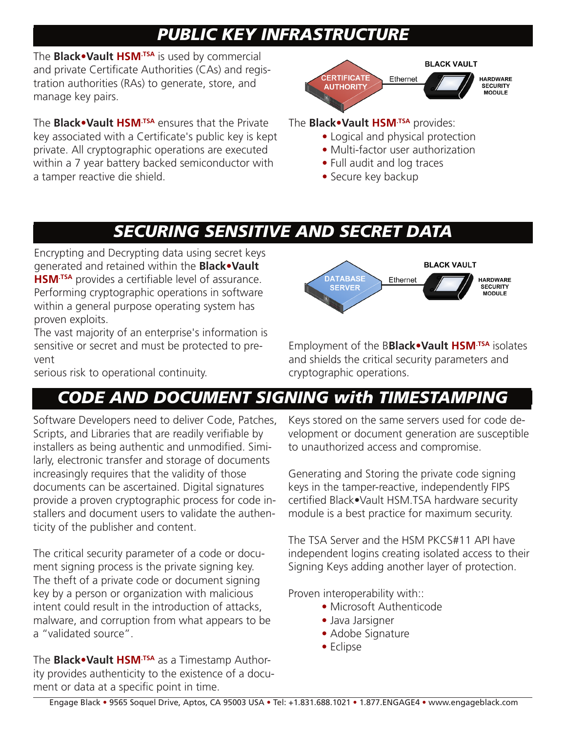## PUBLIC KEY INFRASTRUCTURE

The **Black•Vault HSM.TSA** is used by commercial and private Certificate Authorities (CAs) and registration authorities (RAs) to generate, store, and manage key pairs.

The **Black•Vault HSM.TSA** ensures that the Private key associated with a Certificate's public key is kept private. All cryptographic operations are executed within a 7 year battery backed semiconductor with a tamper reactive die shield.

CERTIFICATE AUTHORITY — Ethernet — BLACK VAULT HARDWARE SECURITY MODULE

The **Black•Vault HSM.TSA** provides:

- Logical and physical protection
- Multi-factor user authorization
- Full audit and log traces
- Secure key backup

## SECURING SENSITIVE AND SECRET DATA

Encrypting and Decrypting data using secret keys generated and retained within the **Black•Vault HSM.TSA** provides a certifiable level of assurance. Performing cryptographic operations in software within a general purpose operating system has proven exploits.

The vast majority of an enterprise's information is sensitive or secret and must be protected to prevent serious risk to operational continuity.

DATABASE SERVER — Ethernet — BLACK VAULT HARDWARE SECURITY MODULE

Employment of the B**Black•Vault HSM.TSA** isolates and shields the critical security parameters and cryptographic operations.

## CODE AND DOCUMENT SIGNING with TIMESTAMPING

Software Developers need to deliver Code, Patches, Scripts, and Libraries that are readily verifiable by installers as being authentic and unmodified. Similarly, electronic transfer and storage of documents increasingly requires that the validity of those documents can be ascertained. Digital signatures provide a proven cryptographic process for code installers and document users to validate the authenticity of the publisher and content.

The critical security parameter of a code or document signing process is the private signing key. The theft of a private code or document signing key by a person or organization with malicious intent could result in the introduction of attacks, malware, and corruption from what appears to be a "validated source".

The **Black•Vault HSM.TSA** as a Timestamp Authority provides authenticity to the existence of a document or data at a specific point in time.

Keys stored on the same servers used for code development or document generation are susceptible to unauthorized access and compromise.

Generating and Storing the private code signing keys in the tamper-reactive, independently FIPS certified Black•Vault HSM.TSA hardware security module is a best practice for maximum security.

The TSA Server and the HSM PKCS#11 API have independent logins creating isolated access to their Signing Keys adding another layer of protection.

Proven interoperability with::

- Microsoft Authenticode
- Java Jarsigner
- Adobe Signature
- Eclipse

Engage Black • 9565 Soquel Drive, Aptos, CA 95003 USA • Tel: +1.831.688.1021 • 1.877.ENGAGE4 • www.engageblack.com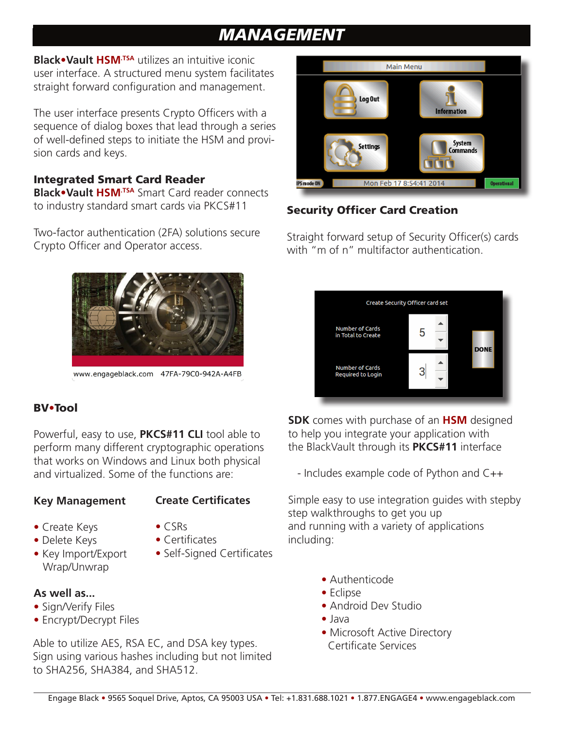# MANAGEMENT

**Black•Vault HSM**·TSA utilizes an intuitive iconic user interface. A structured menu system facilitates straight forward configuration and management.

The user interface presents Crypto Officers with a sequence of dialog boxes that lead through a series of well-defined steps to initiate the HSM and provision cards and keys.

### Integrated Smart Card Reader

**Black•Vault HSM**·TSA Smart Card reader connects to industry standard smart cards via PKCS#11

Two-factor authentication (2FA) solutions secure Crypto Officer and Operator access.

### Security Officer Card Creation

Straight forward setup of Security Officer(s) cards with "m of n" multifactor authentication.

### BV•Tool

Powerful, easy to use, **PKCS#11 CLI** tool able to perform many different cryptographic operations that works on Windows and Linux both physical and virtualized. Some of the functions are:

#### Key Management

- Create Keys
- Delete Keys
- Key Import/Export Wrap/Unwrap

#### Create Certificates

- CSRs
- Certificates
- Self-Signed Certificates

#### As well as...

- Sign/Verify Files
- Encrypt/Decrypt Files

Able to utilize AES, RSA EC, and DSA key types. Sign using various hashes including but not limited to SHA256, SHA384, and SHA512.

**SDK** comes with purchase of an **HSM** designed to help you integrate your application with the BlackVault through its **PKCS#11** interface

- Includes example code of Python and C++

Simple easy to use integration guides with stepby step walkthroughs to get you up and running with a variety of applications including:

- Authenticode
- Eclipse
- Android Dev Studio
- Java
- Microsoft Active Directory Certificate Services

Engage Black • 9565 Soquel Drive, Aptos, CA 95003 USA • Tel: +1.831.688.1021 • 1.877.ENGAGE4 • www.engageblack.com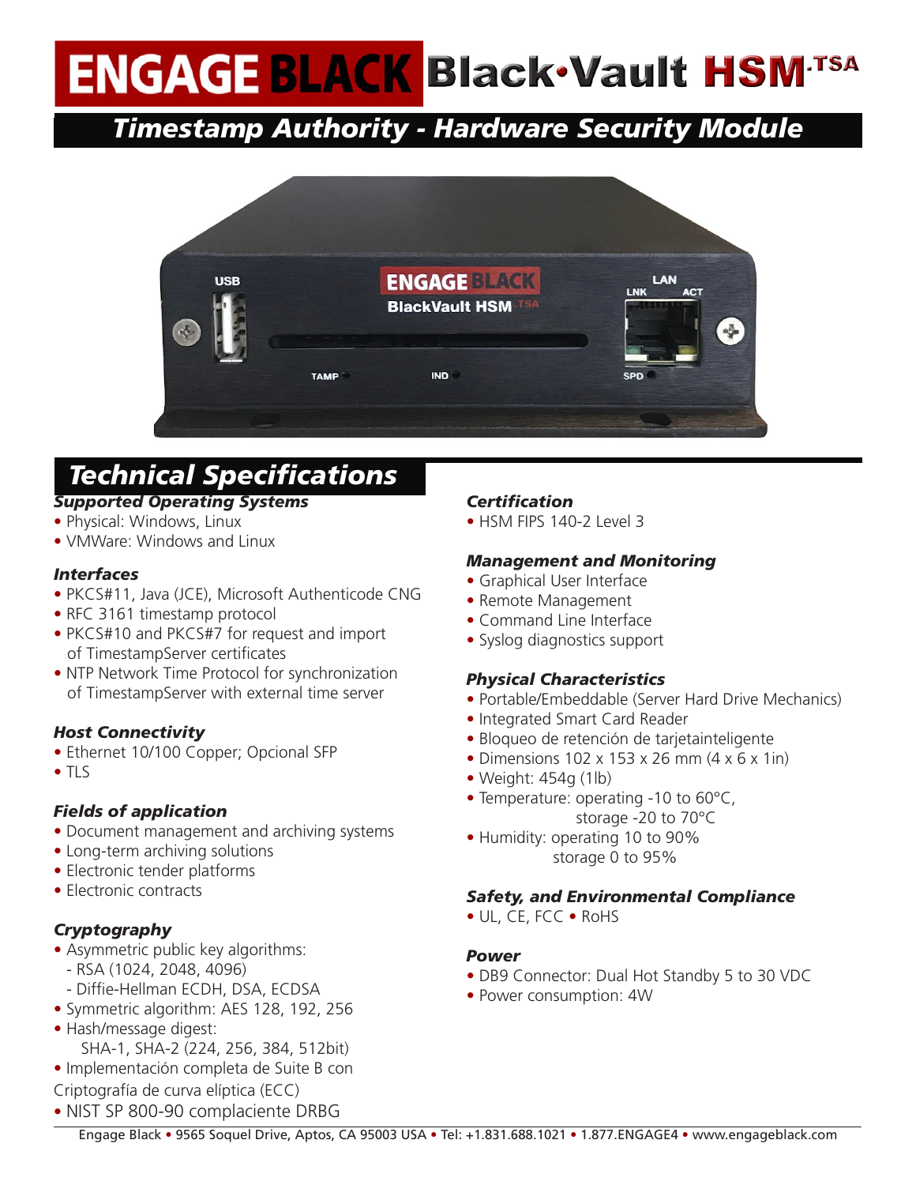# ENGAGE BLACK Black·Vault HSM·TSA

## Timestamp Authority - Hardware Security Module

## Technical Specifications

### Supported Operating Systems

- Physical: Windows, Linux
- VMWare: Windows and Linux

### Interfaces

- PKCS#11, Java (JCE), Microsoft Authenticode CNG
- RFC 3161 timestamp protocol
- PKCS#10 and PKCS#7 for request and import of TimestampServer certificates
- NTP Network Time Protocol for synchronization of TimestampServer with external time server

### Host Connectivity

- Ethernet 10/100 Copper; Opcional SFP
- TLS

### Fields of application

- Document management and archiving systems
- Long-term archiving solutions
- Electronic tender platforms
- Electronic contracts

### Cryptography

- Asymmetric public key algorithms:
  - RSA (1024, 2048, 4096)
  - Diffie-Hellman ECDH, DSA, ECDSA
- Symmetric algorithm: AES 128, 192, 256
- Hash/message digest:
  SHA-1, SHA-2 (224, 256, 384, 512bit)
- Implementación completa de Suite B con Criptografía de curva elíptica (ECC)
- NIST SP 800-90 complaciente DRBG

### Certification

- HSM FIPS 140-2 Level 3

### Management and Monitoring

- Graphical User Interface
- Remote Management
- Command Line Interface
- Syslog diagnostics support

### Physical Characteristics

- Portable/Embeddable (Server Hard Drive Mechanics)
- Integrated Smart Card Reader
- Bloqueo de retención de tarjetainteligente
- Dimensions 102 x 153 x 26 mm (4 x 6 x 1in)
- Weight: 454g (1lb)
- Temperature: operating -10 to 60°C,
  storage -20 to 70°C
- Humidity: operating 10 to 90%
  storage 0 to 95%

### Safety, and Environmental Compliance

- UL, CE, FCC • RoHS

### Power

- DB9 Connector: Dual Hot Standby 5 to 30 VDC
- Power consumption: 4W

Engage Black • 9565 Soquel Drive, Aptos, CA 95003 USA • Tel: +1.831.688.1021 • 1.877.ENGAGE4 • www.engageblack.com